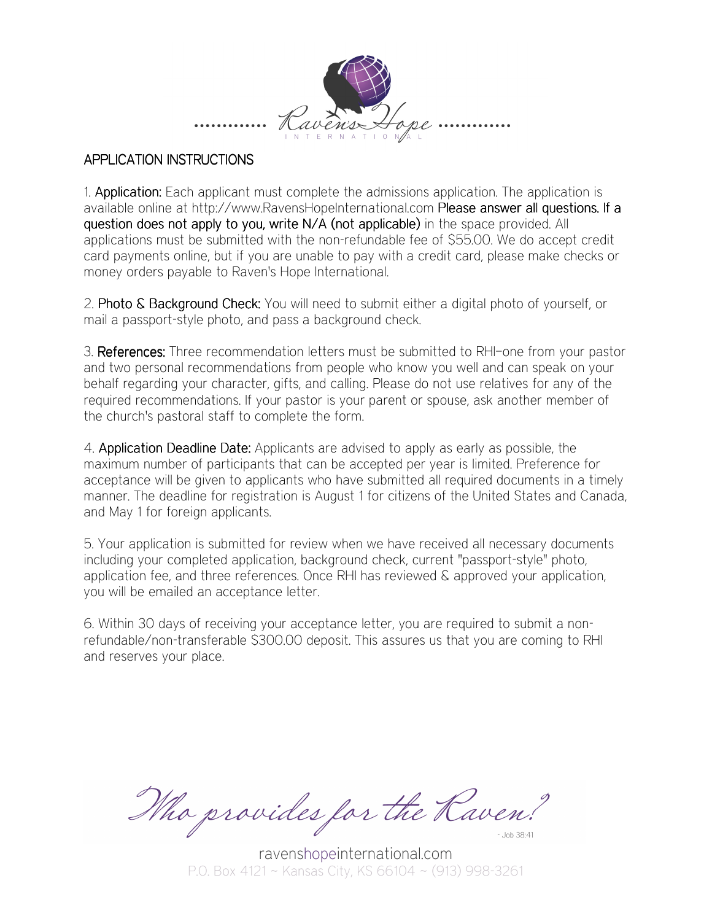Raven's Hope INTERNATIONAL

## APPLICATION INSTRUCTIONS

1. **Application:** Each applicant must complete the admissions application. The application is available online at http://www.RavensHopeInternational.com **Please answer all questions. If a question does not apply to you, write N/A (not applicable)** in the space provided. All applications must be submitted with the non-refundable fee of $55.00. We do accept credit card payments online, but if you are unable to pay with a credit card, please make checks or money orders payable to Raven's Hope International.

2. **Photo & Background Check:** You will need to submit either a digital photo of yourself, or mail a passport-style photo, and pass a background check.

3. **References:** Three recommendation letters must be submitted to RHI—one from your pastor and two personal recommendations from people who know you well and can speak on your behalf regarding your character, gifts, and calling. Please do not use relatives for any of the required recommendations. If your pastor is your parent or spouse, ask another member of the church's pastoral staff to complete the form.

4. **Application Deadline Date:** Applicants are advised to apply as early as possible, the maximum number of participants that can be accepted per year is limited. Preference for acceptance will be given to applicants who have submitted all required documents in a timely manner. The deadline for registration is August 1 for citizens of the United States and Canada, and May 1 for foreign applicants.

5. Your application is submitted for review when we have received all necessary documents including your completed application, background check, current "passport-style" photo, application fee, and three references. Once RHI has reviewed & approved your application, you will be emailed an acceptance letter.

6. Within 30 days of receiving your acceptance letter, you are required to submit a non-refundable/non-transferable $300.00 deposit. This assures us that you are coming to RHI and reserves your place.

*Who provides for the Raven?*

- Job 38:41

ravenshopeinternational.com
P.O. Box 4121 ~ Kansas City, KS 66104 ~ (913) 998-3261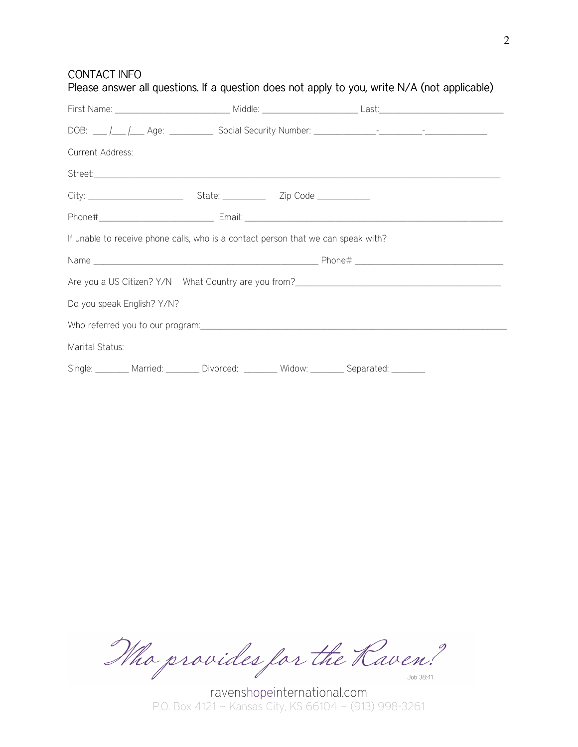CONTACT INFO

Please answer all questions. If a question does not apply to you, write N/A (not applicable)

First Name: ________________________ Middle: ____________________ Last: ___________________________

DOB: ___/___/___ Age: _________ Social Security Number: _____________-_________-_____________

Current Address:

Street: ______________________________________________________________________________________

City: ____________________ State: _________ Zip Code ___________

Phone# ________________________ Email: ________________________________________________________

If unable to receive phone calls, who is a contact person that we can speak with?

Name _____________________________________________ Phone# ______________________________

Are you a US Citizen? Y/N What Country are you from? ___________________________________________

Do you speak English? Y/N?

Who referred you to our program: _____________________________________________________________

Marital Status:

Single: _______ Married: _______ Divorced: _______ Widow: _______ Separated: _______

*Who provides for the Raven?*

\- Job 38:41

ravenshopeinternational.com

P.O. Box 4121 ~ Kansas City, KS 66104 ~ (913) 998-3261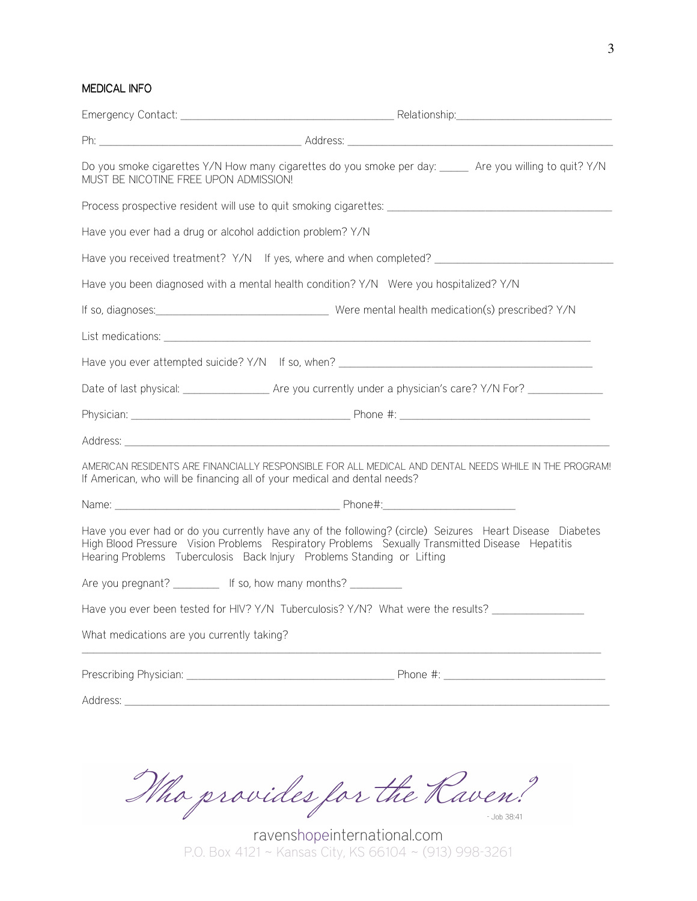### MEDICAL INFO

Emergency Contact: ______________________________________ Relationship: ____________________________

Ph: ____________________________________ Address: ______________________________________________

Do you smoke cigarettes Y/N How many cigarettes do you smoke per day: _____ Are you willing to quit? Y/N
MUST BE NICOTINE FREE UPON ADMISSION!

Process prospective resident will use to quit smoking cigarettes: ________________________________________

Have you ever had a drug or alcohol addiction problem? Y/N

Have you received treatment? Y/N If yes, where and when completed? ________________________________

Have you been diagnosed with a mental health condition? Y/N Were you hospitalized? Y/N

If so, diagnoses: _______________________________ Were mental health medication(s) prescribed? Y/N

List medications: ________________________________________________________________________________

Have you ever attempted suicide? Y/N If so, when? _____________________________________________

Date of last physical: ________________ Are you currently under a physician's care? Y/N For? ______________

Physician: ________________________________________ Phone #: ___________________________________

Address: ______________________________________________________________________________________

AMERICAN RESIDENTS ARE FINANCIALLY RESPONSIBLE FOR ALL MEDICAL AND DENTAL NEEDS WHILE IN THE PROGRAM!
If American, who will be financing all of your medical and dental needs?

Name: ______________________________________ Phone#: _________________________

Have you ever had or do you currently have any of the following? (circle) Seizures Heart Disease Diabetes High Blood Pressure Vision Problems Respiratory Problems Sexually Transmitted Disease Hepatitis Hearing Problems Tuberculosis Back Injury Problems Standing or Lifting

Are you pregnant? _________ If so, how many months? _________

Have you ever been tested for HIV? Y/N Tuberculosis? Y/N? What were the results? _________________

What medications are you currently taking?

_______________________________________________________________________________________________

Prescribing Physician: _____________________________________ Phone #: ____________________________

Address: ______________________________________________________________________________________

*Who provides for the Raven?* - Job 38:41

ravenshopeinternational.com
P.O. Box 4121 ~ Kansas City, KS 66104 ~ (913) 998-3261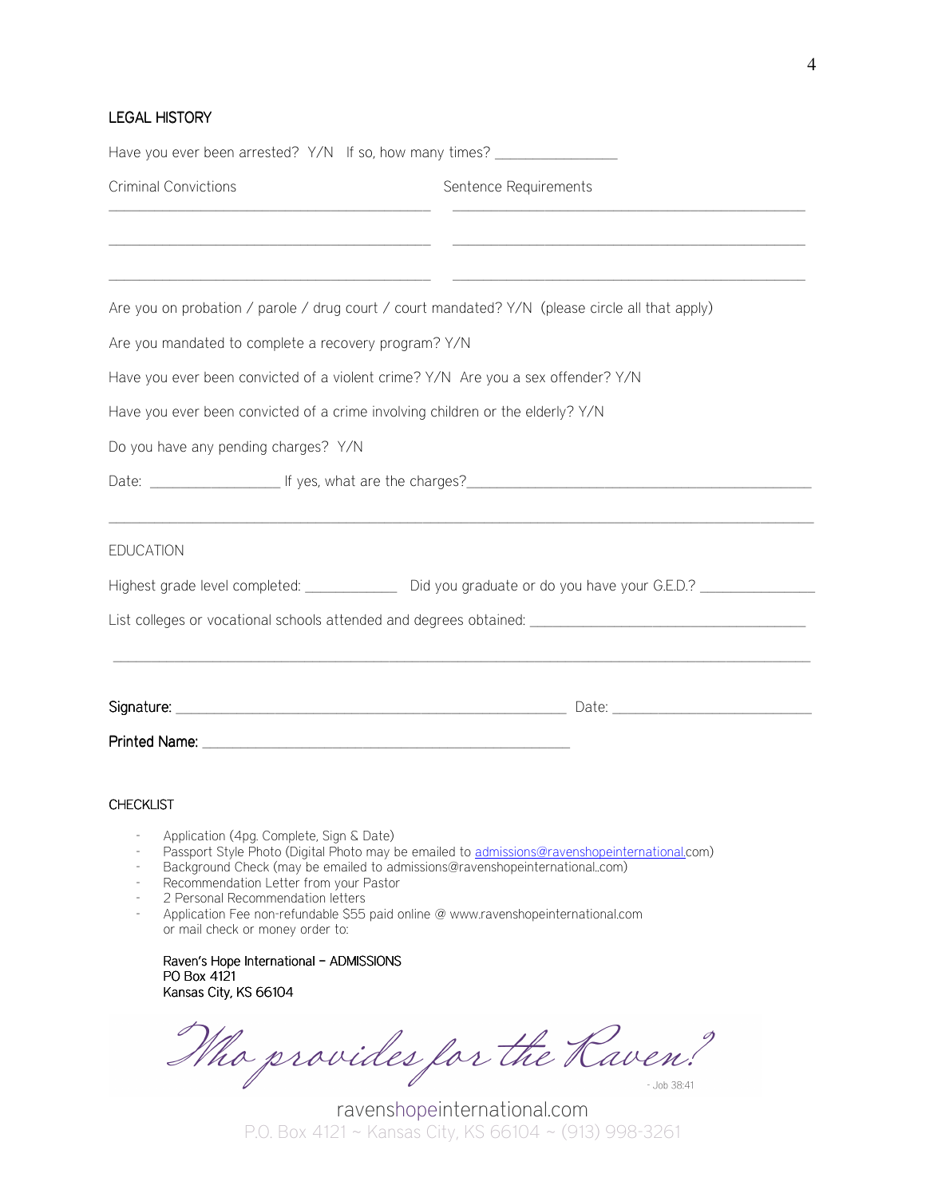## LEGAL HISTORY

Have you ever been arrested? Y/N If so, how many times? _______________

| Criminal Convictions | Sentence Requirements |
|---|---|
| | |
| | |
| | |

Are you on probation / parole / drug court / court mandated? Y/N (please circle all that apply)

Are you mandated to complete a recovery program? Y/N

Have you ever been convicted of a violent crime? Y/N Are you a sex offender? Y/N

Have you ever been convicted of a crime involving children or the elderly? Y/N

Do you have any pending charges? Y/N

Date: ________________ If yes, what are the charges? _____________________________________________

_____________________________________________________________________________________________

## EDUCATION

Highest grade level completed: ___________ Did you graduate or do you have your G.E.D.? ______________

List colleges or vocational schools attended and degrees obtained: __________________________________

_____________________________________________________________________________________________

**Signature:** ______________________________________________ Date: ________________________

**Printed Name:** ___________________________________________

## CHECKLIST

- Application (4pg. Complete, Sign & Date)
- Passport Style Photo (Digital Photo may be emailed to admissions@ravenshopeinternational.com)
- Background Check (may be emailed to admissions@ravenshopeinternational.com)
- Recommendation Letter from your Pastor
- 2 Personal Recommendation letters
- Application Fee non-refundable $55 paid online @ www.ravenshopeinternational.com or mail check or money order to:

Raven's Hope International – ADMISSIONS
PO Box 4121
Kansas City, KS 66104

*Who provides for the Raven?*
- Job 38:41

ravenshopeinternational.com
P.O. Box 4121 ~ Kansas City, KS 66104 ~ (913) 998-3261